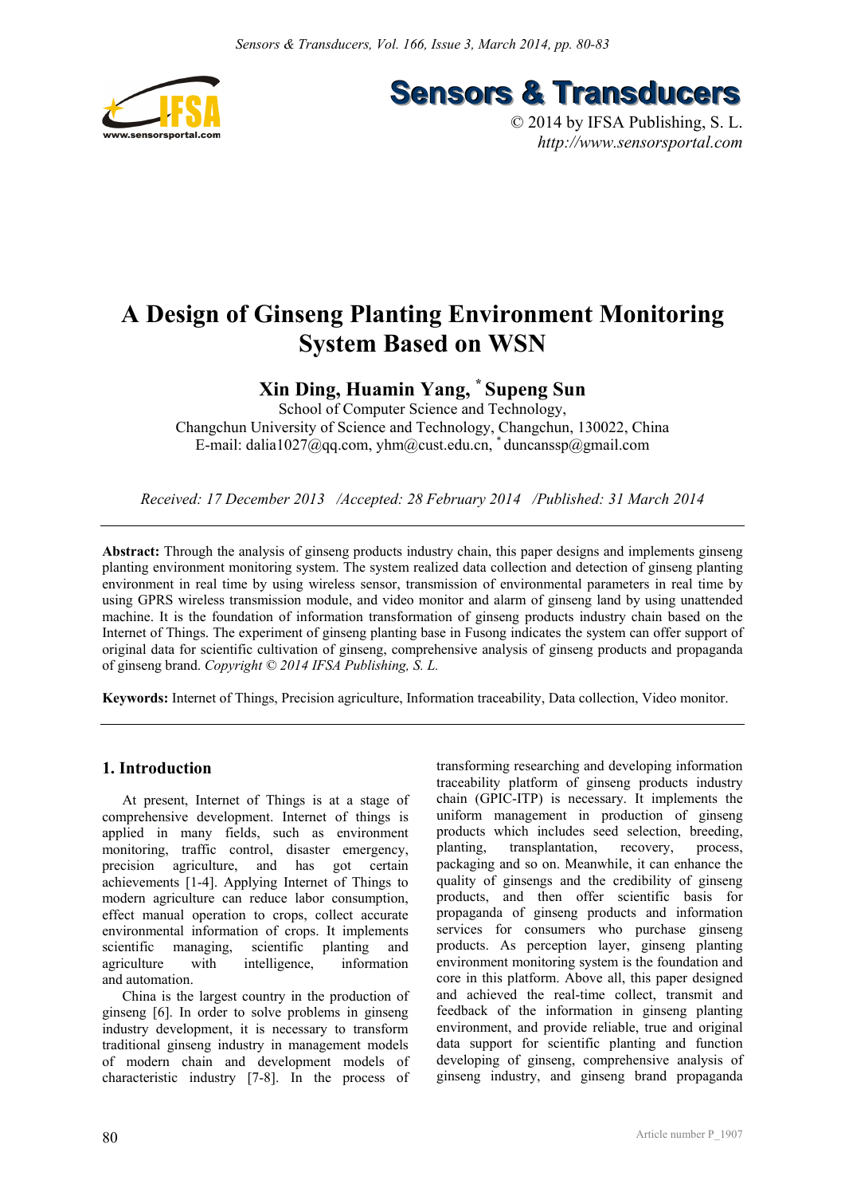# A Design of Ginseng Planting Environment Monitoring System Based on WSN

**Xin Ding, Huamin Yang, * Supeng Sun**

School of Computer Science and Technology,
Changchun University of Science and Technology, Changchun, 130022, China
E-mail: dalia1027@qq.com, yhm@cust.edu.cn, * duncanssp@gmail.com

*Received: 17 December 2013 /Accepted: 28 February 2014 /Published: 31 March 2014*

**Abstract:** Through the analysis of ginseng products industry chain, this paper designs and implements ginseng planting environment monitoring system. The system realized data collection and detection of ginseng planting environment in real time by using wireless sensor, transmission of environmental parameters in real time by using GPRS wireless transmission module, and video monitor and alarm of ginseng land by using unattended machine. It is the foundation of information transformation of ginseng products industry chain based on the Internet of Things. The experiment of ginseng planting base in Fusong indicates the system can offer support of original data for scientific cultivation of ginseng, comprehensive analysis of ginseng products and propaganda of ginseng brand. *Copyright © 2014 IFSA Publishing, S. L.*

**Keywords:** Internet of Things, Precision agriculture, Information traceability, Data collection, Video monitor.

## 1. Introduction

At present, Internet of Things is at a stage of comprehensive development. Internet of things is applied in many fields, such as environment monitoring, traffic control, disaster emergency, precision agriculture, and has got certain achievements [1-4]. Applying Internet of Things to modern agriculture can reduce labor consumption, effect manual operation to crops, collect accurate environmental information of crops. It implements scientific managing, scientific planting and agriculture with intelligence, information and automation.

China is the largest country in the production of ginseng [6]. In order to solve problems in ginseng industry development, it is necessary to transform traditional ginseng industry in management models of modern chain and development models of characteristic industry [7-8]. In the process of transforming researching and developing information traceability platform of ginseng products industry chain (GPIC-ITP) is necessary. It implements the uniform management in production of ginseng products which includes seed selection, breeding, planting, transplantation, recovery, process, packaging and so on. Meanwhile, it can enhance the quality of ginsengs and the credibility of ginseng products, and then offer scientific basis for propaganda of ginseng products and information services for consumers who purchase ginseng products. As perception layer, ginseng planting environment monitoring system is the foundation and core in this platform. Above all, this paper designed and achieved the real-time collect, transmit and feedback of the information in ginseng planting environment, and provide reliable, true and original data support for scientific planting and function developing of ginseng, comprehensive analysis of ginseng industry, and ginseng brand propaganda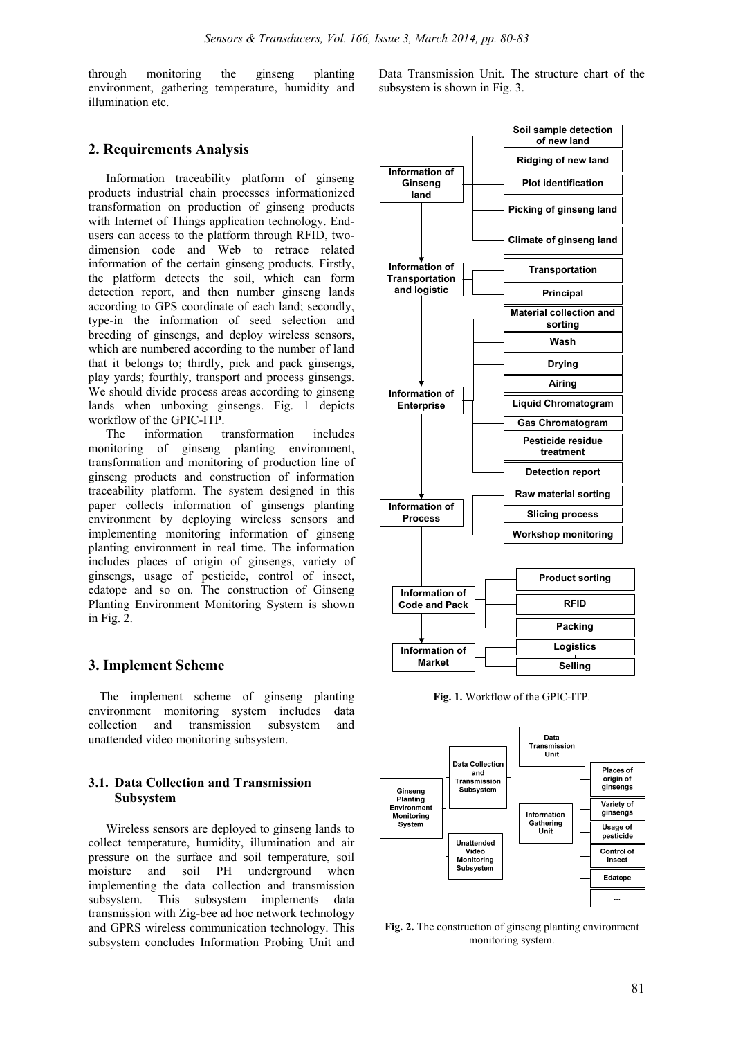through monitoring the ginseng planting environment, gathering temperature, humidity and illumination etc.

## 2. Requirements Analysis

Information traceability platform of ginseng products industrial chain processes informationized transformation on production of ginseng products with Internet of Things application technology. End-users can access to the platform through RFID, two-dimension code and Web to retrace related information of the certain ginseng products. Firstly, the platform detects the soil, which can form detection report, and then number ginseng lands according to GPS coordinate of each land; secondly, type-in the information of seed selection and breeding of ginsengs, and deploy wireless sensors, which are numbered according to the number of land that it belongs to; thirdly, pick and pack ginsengs, play yards; fourthly, transport and process ginsengs. We should divide process areas according to ginseng lands when unboxing ginsengs. Fig. 1 depicts workflow of the GPIC-ITP.

The information transformation includes monitoring of ginseng planting environment, transformation and monitoring of production line of ginseng products and construction of information traceability platform. The system designed in this paper collects information of ginsengs planting environment by deploying wireless sensors and implementing monitoring information of ginseng planting environment in real time. The information includes places of origin of ginsengs, variety of ginsengs, usage of pesticide, control of insect, edatope and so on. The construction of Ginseng Planting Environment Monitoring System is shown in Fig. 2.

## 3. Implement Scheme

The implement scheme of ginseng planting environment monitoring system includes data collection and transmission subsystem and unattended video monitoring subsystem.

### 3.1. Data Collection and Transmission Subsystem

Wireless sensors are deployed to ginseng lands to collect temperature, humidity, illumination and air pressure on the surface and soil temperature, soil moisture and soil PH underground when implementing the data collection and transmission subsystem. This subsystem implements data transmission with Zig-bee ad hoc network technology and GPRS wireless communication technology. This subsystem concludes Information Probing Unit and Data Transmission Unit. The structure chart of the subsystem is shown in Fig. 3.

**Fig. 1.** Workflow of the GPIC-ITP.

**Fig. 2.** The construction of ginseng planting environment monitoring system.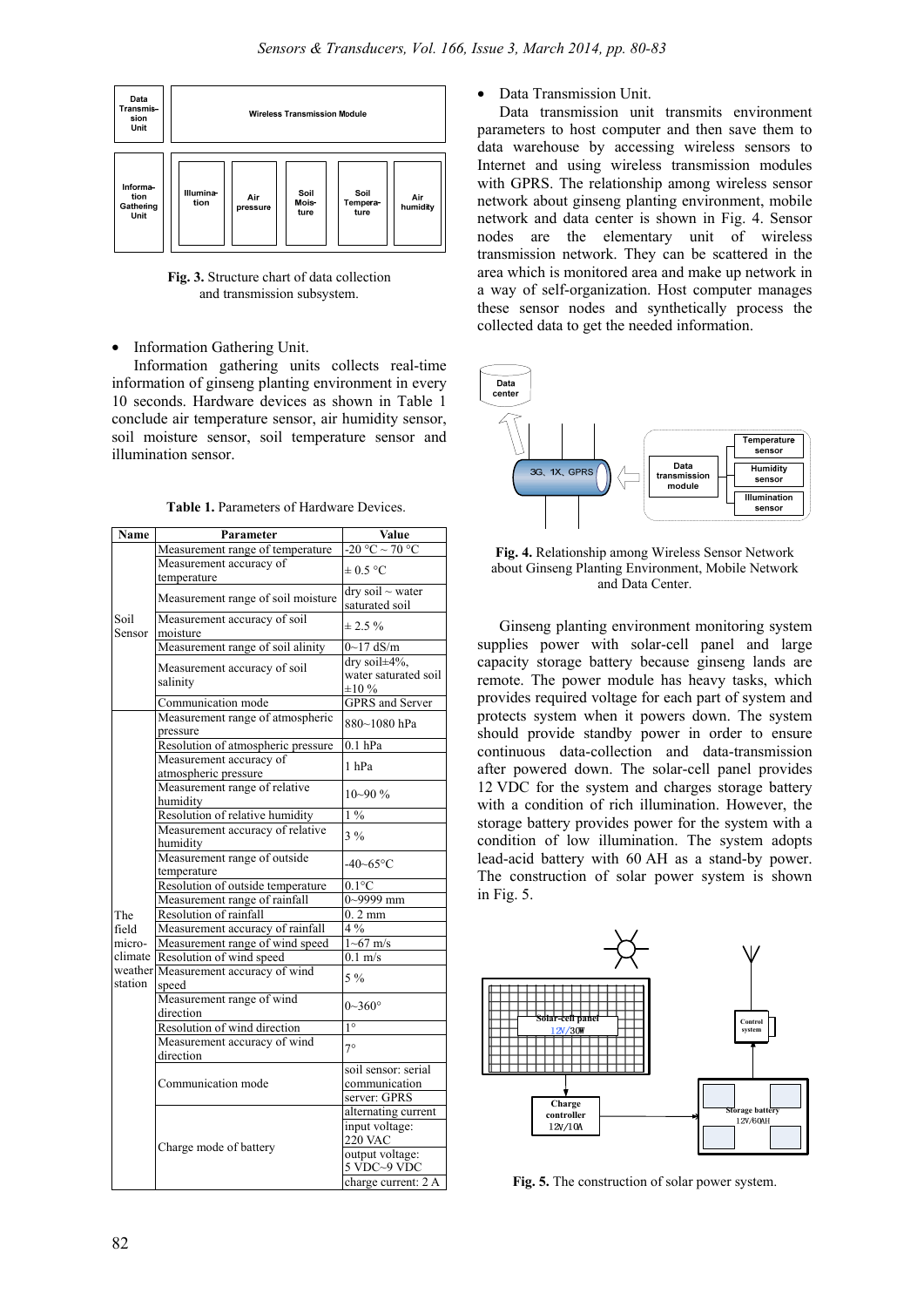Fig. 3. Structure chart of data collection and transmission subsystem.

- Information Gathering Unit.

Information gathering units collects real-time information of ginseng planting environment in every 10 seconds. Hardware devices as shown in Table 1 conclude air temperature sensor, air humidity sensor, soil moisture sensor, soil temperature sensor and illumination sensor.

**Table 1.** Parameters of Hardware Devices.

| Name | Parameter | Value |
|---|---|---|
| Soil Sensor | Measurement range of temperature | -20 °C ~ 70 °C |
| | Measurement accuracy of temperature | ± 0.5 °C |
| | Measurement range of soil moisture | dry soil ~ water saturated soil |
| | Measurement accuracy of soil moisture | ± 2.5 % |
| | Measurement range of soil alinity | 0~17 dS/m |
| | Measurement accuracy of soil salinity | dry soil±4%, water saturated soil ±10 % |
| | Communication mode | GPRS and Server |
| The field micro-climate weather station | Measurement range of atmospheric pressure | 880~1080 hPa |
| | Resolution of atmospheric pressure | 0.1 hPa |
| | Measurement accuracy of atmospheric pressure | 1 hPa |
| | Measurement range of relative humidity | 10~90 % |
| | Resolution of relative humidity | 1 % |
| | Measurement accuracy of relative humidity | 3 % |
| | Measurement range of outside temperature | -40~65°C |
| | Resolution of outside temperature | 0.1°C |
| | Measurement range of rainfall | 0~9999 mm |
| | Resolution of rainfall | 0. 2 mm |
| | Measurement accuracy of rainfall | 4 % |
| | Measurement range of wind speed | 1~67 m/s |
| | Resolution of wind speed | 0.1 m/s |
| | Measurement accuracy of wind speed | 5 % |
| | Measurement range of wind direction | 0~360° |
| | Resolution of wind direction | 1° |
| | Measurement accuracy of wind direction | 7° |
| | Communication mode | soil sensor: serial communication |
| | | server: GPRS |
| | Charge mode of battery | alternating current |
| | | input voltage: 220 VAC |
| | | output voltage: 5 VDC~9 VDC |
| | | charge current: 2 A |

- Data Transmission Unit.

Data transmission unit transmits environment parameters to host computer and then save them to data warehouse by accessing wireless sensors to Internet and using wireless transmission modules with GPRS. The relationship among wireless sensor network about ginseng planting environment, mobile network and data center is shown in Fig. 4. Sensor nodes are the elementary unit of wireless transmission network. They can be scattered in the area which is monitored area and make up network in a way of self-organization. Host computer manages these sensor nodes and synthetically process the collected data to get the needed information.

Fig. 4. Relationship among Wireless Sensor Network about Ginseng Planting Environment, Mobile Network and Data Center.

Ginseng planting environment monitoring system supplies power with solar-cell panel and large capacity storage battery because ginseng lands are remote. The power module has heavy tasks, which provides required voltage for each part of system and protects system when it powers down. The system should provide standby power in order to ensure continuous data-collection and data-transmission after powered down. The solar-cell panel provides 12 VDC for the system and charges storage battery with a condition of rich illumination. However, the storage battery provides power for the system with a condition of low illumination. The system adopts lead-acid battery with 60 AH as a stand-by power. The construction of solar power system is shown in Fig. 5.

Fig. 5. The construction of solar power system.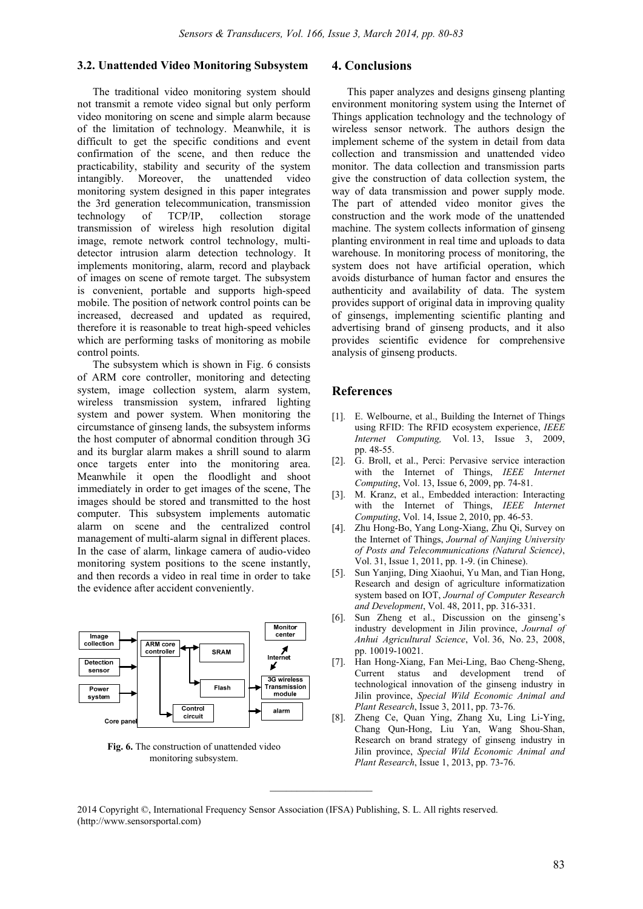### 3.2. Unattended Video Monitoring Subsystem

The traditional video monitoring system should not transmit a remote video signal but only perform video monitoring on scene and simple alarm because of the limitation of technology. Meanwhile, it is difficult to get the specific conditions and event confirmation of the scene, and then reduce the practicability, stability and security of the system intangibly. Moreover, the unattended video monitoring system designed in this paper integrates the 3rd generation telecommunication, transmission technology of TCP/IP, collection storage transmission of wireless high resolution digital image, remote network control technology, multi-detector intrusion alarm detection technology. It implements monitoring, alarm, record and playback of images on scene of remote target. The subsystem is convenient, portable and supports high-speed mobile. The position of network control points can be increased, decreased and updated as required, therefore it is reasonable to treat high-speed vehicles which are performing tasks of monitoring as mobile control points.

The subsystem which is shown in Fig. 6 consists of ARM core controller, monitoring and detecting system, image collection system, alarm system, wireless transmission system, infrared lighting system and power system. When monitoring the circumstance of ginseng lands, the subsystem informs the host computer of abnormal condition through 3G and its burglar alarm makes a shrill sound to alarm once targets enter into the monitoring area. Meanwhile it open the floodlight and shoot immediately in order to get images of the scene, The images should be stored and transmitted to the host computer. This subsystem implements automatic alarm on scene and the centralized control management of multi-alarm signal in different places. In the case of alarm, linkage camera of audio-video monitoring system positions to the scene instantly, and then records a video in real time in order to take the evidence after accident conveniently.

Image collection
Detection sensor
Power system
ARM core controller
SRAM
Flash
Control circuit
Core panel
Monitor center
Internet
3G wireless Transmission module
alarm

**Fig. 6.** The construction of unattended video monitoring subsystem.

## 4. Conclusions

This paper analyzes and designs ginseng planting environment monitoring system using the Internet of Things application technology and the technology of wireless sensor network. The authors design the implement scheme of the system in detail from data collection and transmission and unattended video monitor. The data collection and transmission parts give the construction of data collection system, the way of data transmission and power supply mode. The part of attended video monitor gives the construction and the work mode of the unattended machine. The system collects information of ginseng planting environment in real time and uploads to data warehouse. In monitoring process of monitoring, the system does not have artificial operation, which avoids disturbance of human factor and ensures the authenticity and availability of data. The system provides support of original data in improving quality of ginsengs, implementing scientific planting and advertising brand of ginseng products, and it also provides scientific evidence for comprehensive analysis of ginseng products.

## References

[1]. E. Welbourne, et al., Building the Internet of Things using RFID: The RFID ecosystem experience, *IEEE Internet Computing,* Vol. 13, Issue 3, 2009, pp. 48-55.

[2]. G. Broll, et al., Perci: Pervasive service interaction with the Internet of Things, *IEEE Internet Computing*, Vol. 13, Issue 6, 2009, pp. 74-81.

[3]. M. Kranz, et al., Embedded interaction: Interacting with the Internet of Things, *IEEE Internet Computing*, Vol. 14, Issue 2, 2010, pp. 46-53.

[4]. Zhu Hong-Bo, Yang Long-Xiang, Zhu Qi, Survey on the Internet of Things, *Journal of Nanjing University of Posts and Telecommunications (Natural Science)*, Vol. 31, Issue 1, 2011, pp. 1-9. (in Chinese).

[5]. Sun Yanjing, Ding Xiaohui, Yu Man, and Tian Hong, Research and design of agriculture informatization system based on IOT, *Journal of Computer Research and Development*, Vol. 48, 2011, pp. 316-331.

[6]. Sun Zheng et al., Discussion on the ginseng's industry development in Jilin province, *Journal of Anhui Agricultural Science*, Vol. 36, No. 23, 2008, pp. 10019-10021.

[7]. Han Hong-Xiang, Fan Mei-Ling, Bao Cheng-Sheng, Current status and development trend of technological innovation of the ginseng industry in Jilin province, *Special Wild Economic Animal and Plant Research*, Issue 3, 2011, pp. 73-76.

[8]. Zheng Ce, Quan Ying, Zhang Xu, Ling Li-Ying, Chang Qun-Hong, Liu Yan, Wang Shou-Shan, Research on brand strategy of ginseng industry in Jilin province, *Special Wild Economic Animal and Plant Research*, Issue 1, 2013, pp. 73-76.

2014 Copyright ©, International Frequency Sensor Association (IFSA) Publishing, S. L. All rights reserved. (http://www.sensorsportal.com)